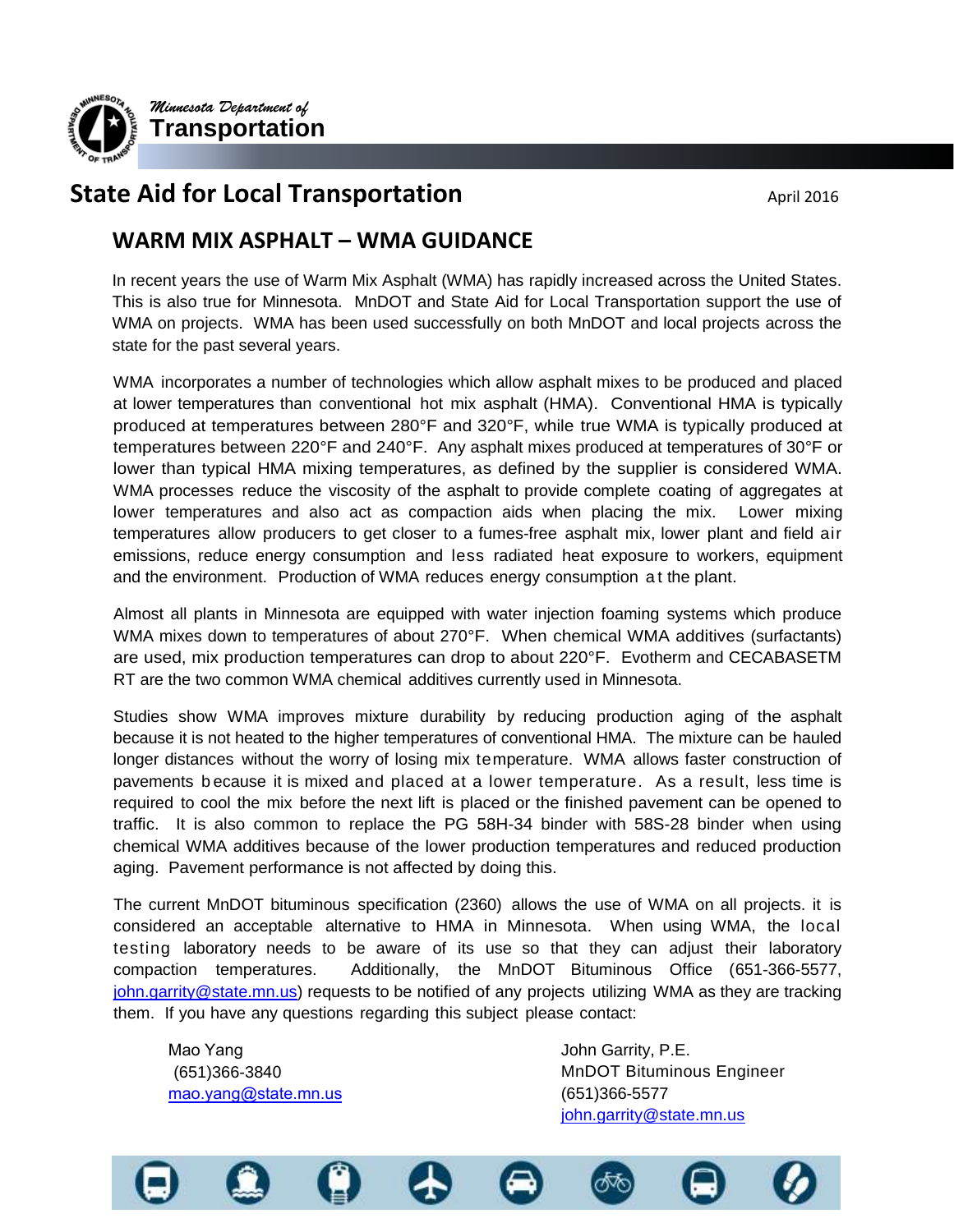*Minnesota Department of*
**Transportation**

# State Aid for Local Transportation

April 2016

## WARM MIX ASPHALT – WMA GUIDANCE

In recent years the use of Warm Mix Asphalt (WMA) has rapidly increased across the United States. This is also true for Minnesota. MnDOT and State Aid for Local Transportation support the use of WMA on projects. WMA has been used successfully on both MnDOT and local projects across the state for the past several years.

WMA incorporates a number of technologies which allow asphalt mixes to be produced and placed at lower temperatures than conventional hot mix asphalt (HMA). Conventional HMA is typically produced at temperatures between 280°F and 320°F, while true WMA is typically produced at temperatures between 220°F and 240°F. Any asphalt mixes produced at temperatures of 30°F or lower than typical HMA mixing temperatures, as defined by the supplier is considered WMA. WMA processes reduce the viscosity of the asphalt to provide complete coating of aggregates at lower temperatures and also act as compaction aids when placing the mix. Lower mixing temperatures allow producers to get closer to a fumes-free asphalt mix, lower plant and field air emissions, reduce energy consumption and less radiated heat exposure to workers, equipment and the environment. Production of WMA reduces energy consumption at the plant.

Almost all plants in Minnesota are equipped with water injection foaming systems which produce WMA mixes down to temperatures of about 270°F. When chemical WMA additives (surfactants) are used, mix production temperatures can drop to about 220°F. Evotherm and CECABASETM RT are the two common WMA chemical additives currently used in Minnesota.

Studies show WMA improves mixture durability by reducing production aging of the asphalt because it is not heated to the higher temperatures of conventional HMA. The mixture can be hauled longer distances without the worry of losing mix temperature. WMA allows faster construction of pavements because it is mixed and placed at a lower temperature. As a result, less time is required to cool the mix before the next lift is placed or the finished pavement can be opened to traffic. It is also common to replace the PG 58H-34 binder with 58S-28 binder when using chemical WMA additives because of the lower production temperatures and reduced production aging. Pavement performance is not affected by doing this.

The current MnDOT bituminous specification (2360) allows the use of WMA on all projects. it is considered an acceptable alternative to HMA in Minnesota. When using WMA, the local testing laboratory needs to be aware of its use so that they can adjust their laboratory compaction temperatures. Additionally, the MnDOT Bituminous Office (651-366-5577, john.garrity@state.mn.us) requests to be notified of any projects utilizing WMA as they are tracking them. If you have any questions regarding this subject please contact:

Mao Yang
(651)366-3840
mao.yang@state.mn.us

John Garrity, P.E.
MnDOT Bituminous Engineer
(651)366-5577
john.garrity@state.mn.us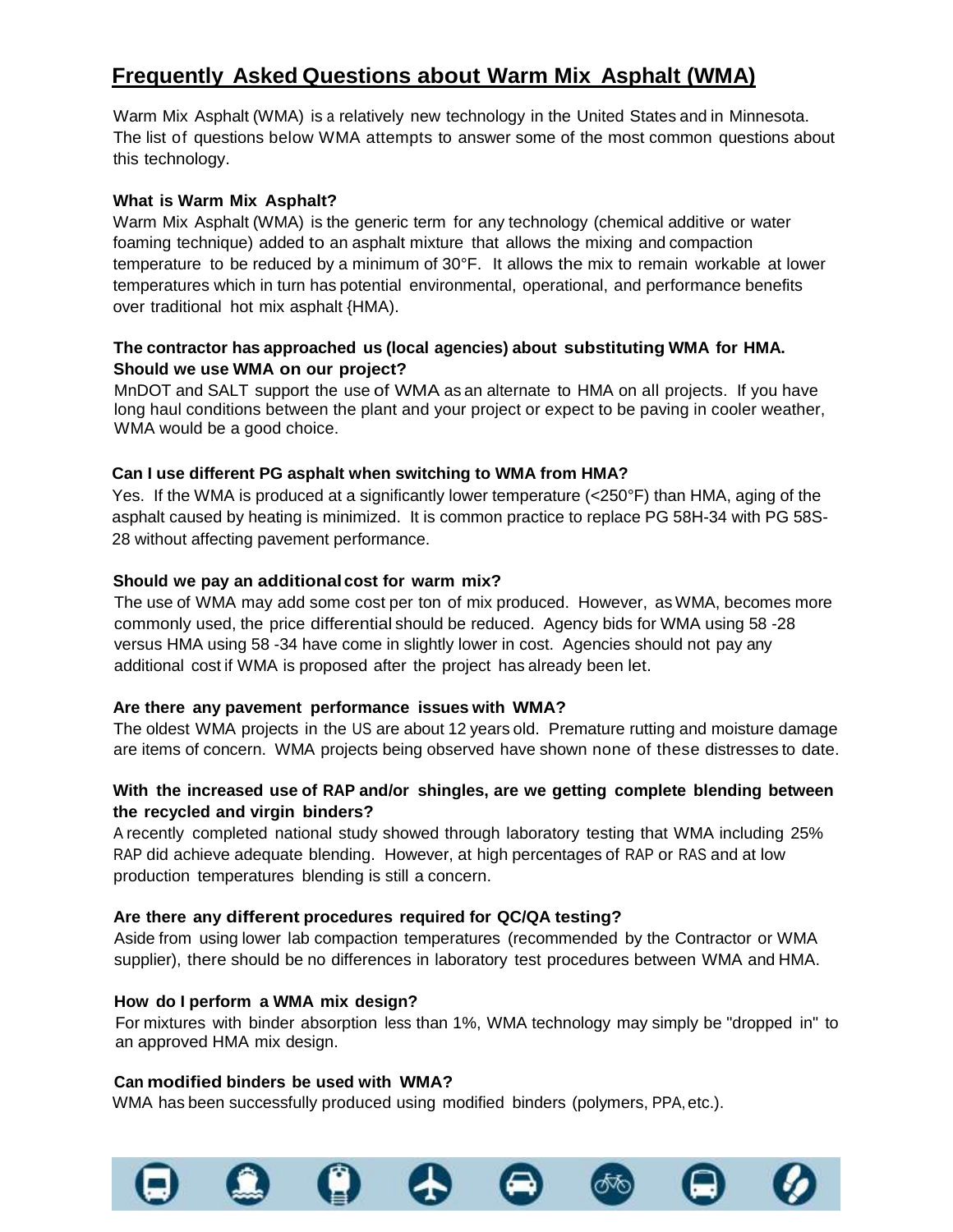## Frequently Asked Questions about Warm Mix Asphalt (WMA)

Warm Mix Asphalt (WMA) is a relatively new technology in the United States and in Minnesota. The list of questions below WMA attempts to answer some of the most common questions about this technology.

**What is Warm Mix Asphalt?**

Warm Mix Asphalt (WMA) is the generic term for any technology (chemical additive or water foaming technique) added to an asphalt mixture that allows the mixing and compaction temperature to be reduced by a minimum of 30°F. It allows the mix to remain workable at lower temperatures which in turn has potential environmental, operational, and performance benefits over traditional hot mix asphalt {HMA).

**The contractor has approached us (local agencies) about substituting WMA for HMA. Should we use WMA on our project?**

MnDOT and SALT support the use of WMA as an alternate to HMA on all projects. If you have long haul conditions between the plant and your project or expect to be paving in cooler weather, WMA would be a good choice.

**Can I use different PG asphalt when switching to WMA from HMA?**

Yes. If the WMA is produced at a significantly lower temperature (<250°F) than HMA, aging of the asphalt caused by heating is minimized. It is common practice to replace PG 58H-34 with PG 58S-28 without affecting pavement performance.

**Should we pay an additional cost for warm mix?**

The use of WMA may add some cost per ton of mix produced. However, as WMA, becomes more commonly used, the price differential should be reduced. Agency bids for WMA using 58 -28 versus HMA using 58 -34 have come in slightly lower in cost. Agencies should not pay any additional cost if WMA is proposed after the project has already been let.

**Are there any pavement performance issues with WMA?**

The oldest WMA projects in the US are about 12 years old. Premature rutting and moisture damage are items of concern. WMA projects being observed have shown none of these distresses to date.

**With the increased use of RAP and/or shingles, are we getting complete blending between the recycled and virgin binders?**

A recently completed national study showed through laboratory testing that WMA including 25% RAP did achieve adequate blending. However, at high percentages of RAP or RAS and at low production temperatures blending is still a concern.

**Are there any different procedures required for QC/QA testing?**

Aside from using lower lab compaction temperatures (recommended by the Contractor or WMA supplier), there should be no differences in laboratory test procedures between WMA and HMA.

**How do I perform a WMA mix design?**

For mixtures with binder absorption less than 1%, WMA technology may simply be "dropped in" to an approved HMA mix design.

**Can modified binders be used with WMA?**

WMA has been successfully produced using modified binders (polymers, PPA, etc.).